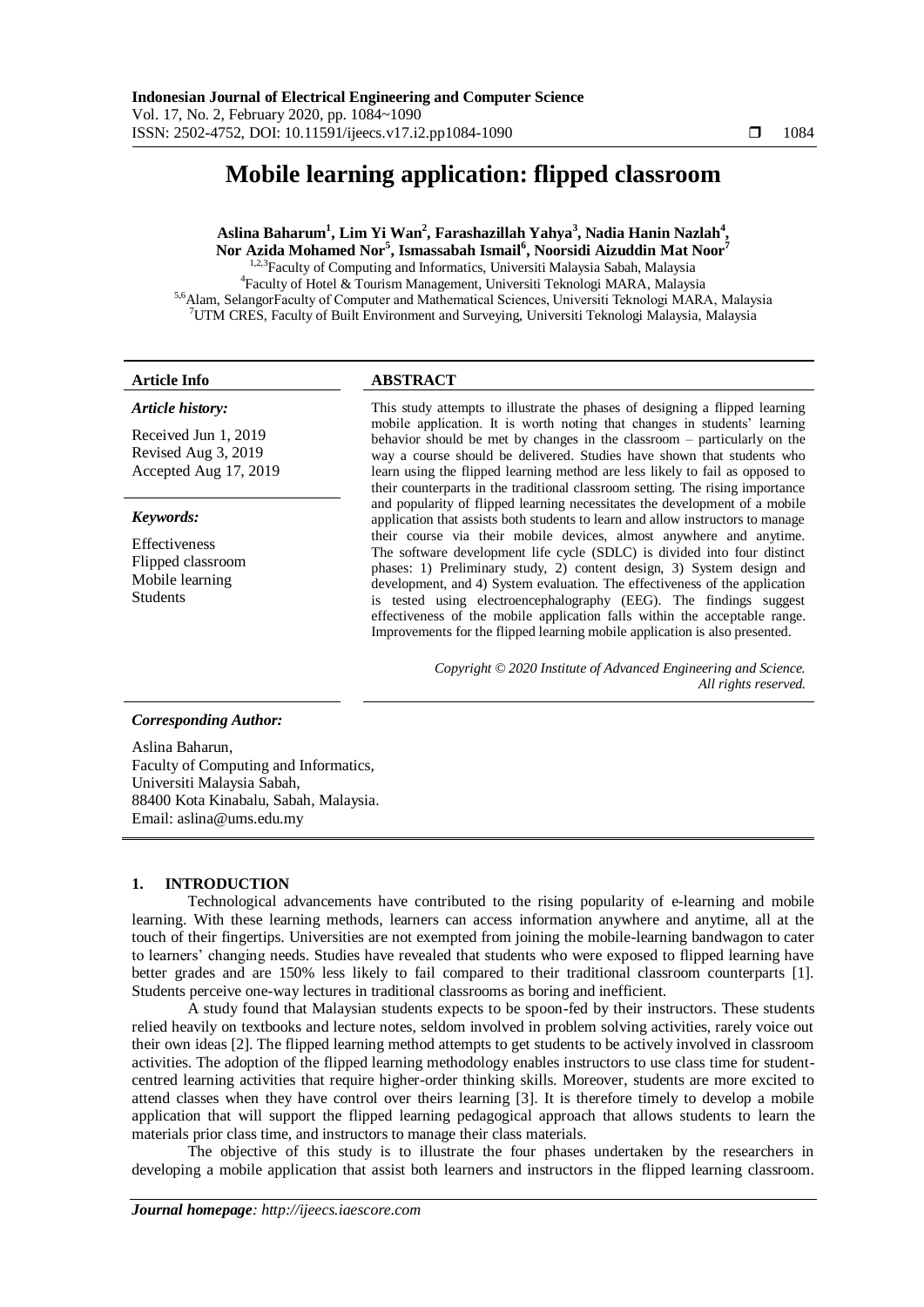# Mobile learning application: flipped classroom

**Aslina Baharum[1], Lim Yi Wan[2], Farashazillah Yahya[3], Nadia Hanin Nazlah[4], Nor Azida Mohamed Nor[5], Ismassabah Ismail[6], Noorsidi Aizuddin Mat Noor[7]**

[1,2,3]Faculty of Computing and Informatics, Universiti Malaysia Sabah, Malaysia
[4]Faculty of Hotel & Tourism Management, Universiti Teknologi MARA, Malaysia
[5,6]Alam, SelangorFaculty of Computer and Mathematical Sciences, Universiti Teknologi MARA, Malaysia
[7]UTM CRES, Faculty of Built Environment and Surveying, Universiti Teknologi Malaysia, Malaysia

**Article Info**

***Article history:***

Received Jun 1, 2019
Revised Aug 3, 2019
Accepted Aug 17, 2019

***Keywords:***

Effectiveness
Flipped classroom
Mobile learning
Students

**ABSTRACT**

This study attempts to illustrate the phases of designing a flipped learning mobile application. It is worth noting that changes in students' learning behavior should be met by changes in the classroom – particularly on the way a course should be delivered. Studies have shown that students who learn using the flipped learning method are less likely to fail as opposed to their counterparts in the traditional classroom setting. The rising importance and popularity of flipped learning necessitates the development of a mobile application that assists both students to learn and allow instructors to manage their course via their mobile devices, almost anywhere and anytime. The software development life cycle (SDLC) is divided into four distinct phases: 1) Preliminary study, 2) content design, 3) System design and development, and 4) System evaluation. The effectiveness of the application is tested using electroencephalography (EEG). The findings suggest effectiveness of the mobile application falls within the acceptable range. Improvements for the flipped learning mobile application is also presented.

*Copyright © 2020 Institute of Advanced Engineering and Science. All rights reserved.*

***Corresponding Author:***

Aslina Baharun,
Faculty of Computing and Informatics,
Universiti Malaysia Sabah,
88400 Kota Kinabalu, Sabah, Malaysia.
Email: aslina@ums.edu.my

## 1. INTRODUCTION

Technological advancements have contributed to the rising popularity of e-learning and mobile learning. With these learning methods, learners can access information anywhere and anytime, all at the touch of their fingertips. Universities are not exempted from joining the mobile-learning bandwagon to cater to learners' changing needs. Studies have revealed that students who were exposed to flipped learning have better grades and are 150% less likely to fail compared to their traditional classroom counterparts [1]. Students perceive one-way lectures in traditional classrooms as boring and inefficient.

A study found that Malaysian students expects to be spoon-fed by their instructors. These students relied heavily on textbooks and lecture notes, seldom involved in problem solving activities, rarely voice out their own ideas [2]. The flipped learning method attempts to get students to be actively involved in classroom activities. The adoption of the flipped learning methodology enables instructors to use class time for student-centred learning activities that require higher-order thinking skills. Moreover, students are more excited to attend classes when they have control over theirs learning [3]. It is therefore timely to develop a mobile application that will support the flipped learning pedagogical approach that allows students to learn the materials prior class time, and instructors to manage their class materials.

The objective of this study is to illustrate the four phases undertaken by the researchers in developing a mobile application that assist both learners and instructors in the flipped learning classroom.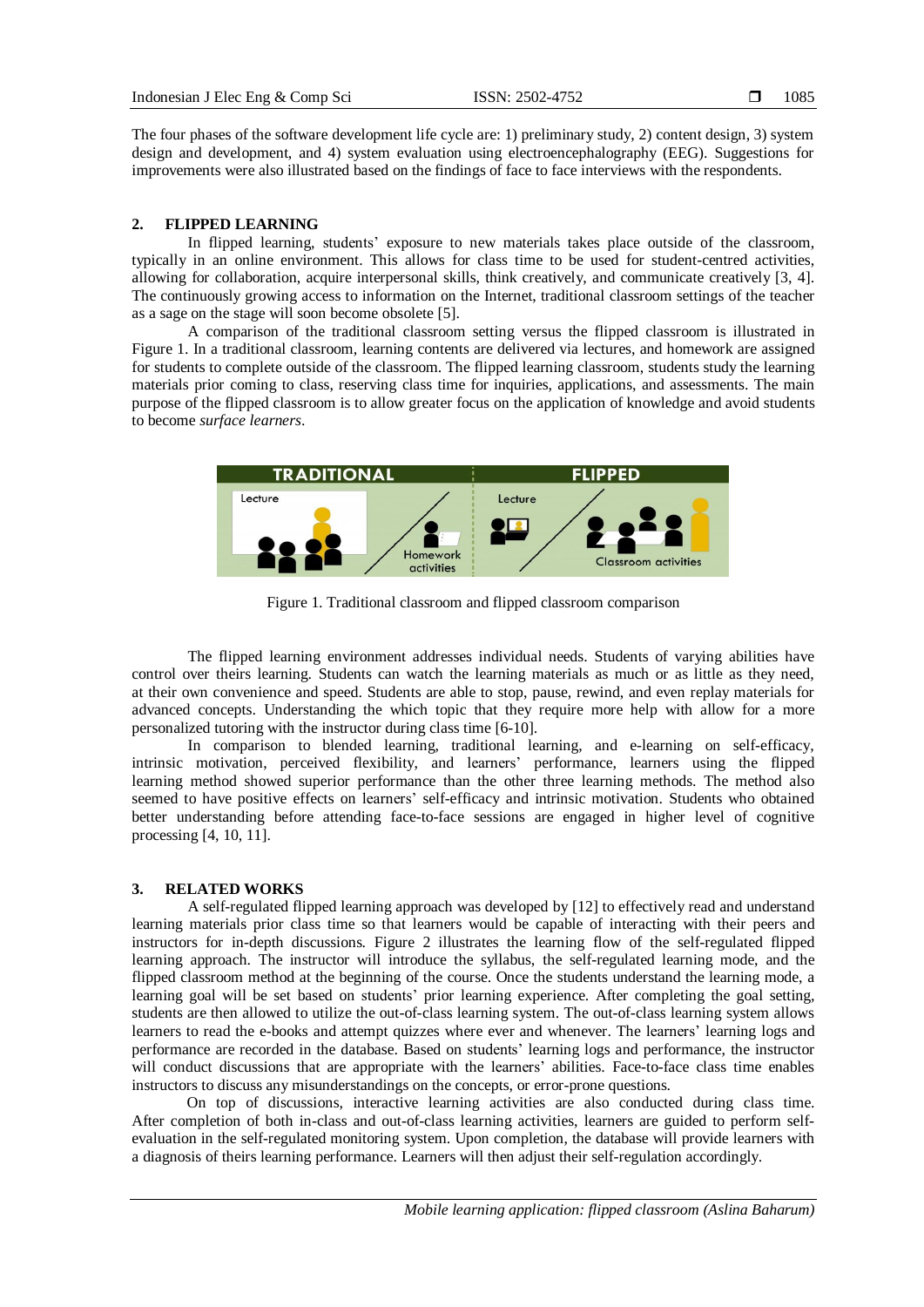The four phases of the software development life cycle are: 1) preliminary study, 2) content design, 3) system design and development, and 4) system evaluation using electroencephalography (EEG). Suggestions for improvements were also illustrated based on the findings of face to face interviews with the respondents.

## 2. FLIPPED LEARNING

In flipped learning, students' exposure to new materials takes place outside of the classroom, typically in an online environment. This allows for class time to be used for student-centred activities, allowing for collaboration, acquire interpersonal skills, think creatively, and communicate creatively [3, 4]. The continuously growing access to information on the Internet, traditional classroom settings of the teacher as a sage on the stage will soon become obsolete [5].

A comparison of the traditional classroom setting versus the flipped classroom is illustrated in Figure 1. In a traditional classroom, learning contents are delivered via lectures, and homework are assigned for students to complete outside of the classroom. The flipped learning classroom, students study the learning materials prior coming to class, reserving class time for inquiries, applications, and assessments. The main purpose of the flipped classroom is to allow greater focus on the application of knowledge and avoid students to become *surface learners*.

Figure 1. Traditional classroom and flipped classroom comparison

The flipped learning environment addresses individual needs. Students of varying abilities have control over theirs learning. Students can watch the learning materials as much or as little as they need, at their own convenience and speed. Students are able to stop, pause, rewind, and even replay materials for advanced concepts. Understanding the which topic that they require more help with allow for a more personalized tutoring with the instructor during class time [6-10].

In comparison to blended learning, traditional learning, and e-learning on self-efficacy, intrinsic motivation, perceived flexibility, and learners' performance, learners using the flipped learning method showed superior performance than the other three learning methods. The method also seemed to have positive effects on learners' self-efficacy and intrinsic motivation. Students who obtained better understanding before attending face-to-face sessions are engaged in higher level of cognitive processing [4, 10, 11].

## 3. RELATED WORKS

A self-regulated flipped learning approach was developed by [12] to effectively read and understand learning materials prior class time so that learners would be capable of interacting with their peers and instructors for in-depth discussions. Figure 2 illustrates the learning flow of the self-regulated flipped learning approach. The instructor will introduce the syllabus, the self-regulated learning mode, and the flipped classroom method at the beginning of the course. Once the students understand the learning mode, a learning goal will be set based on students' prior learning experience. After completing the goal setting, students are then allowed to utilize the out-of-class learning system. The out-of-class learning system allows learners to read the e-books and attempt quizzes where ever and whenever. The learners' learning logs and performance are recorded in the database. Based on students' learning logs and performance, the instructor will conduct discussions that are appropriate with the learners' abilities. Face-to-face class time enables instructors to discuss any misunderstandings on the concepts, or error-prone questions.

On top of discussions, interactive learning activities are also conducted during class time. After completion of both in-class and out-of-class learning activities, learners are guided to perform self-evaluation in the self-regulated monitoring system. Upon completion, the database will provide learners with a diagnosis of theirs learning performance. Learners will then adjust their self-regulation accordingly.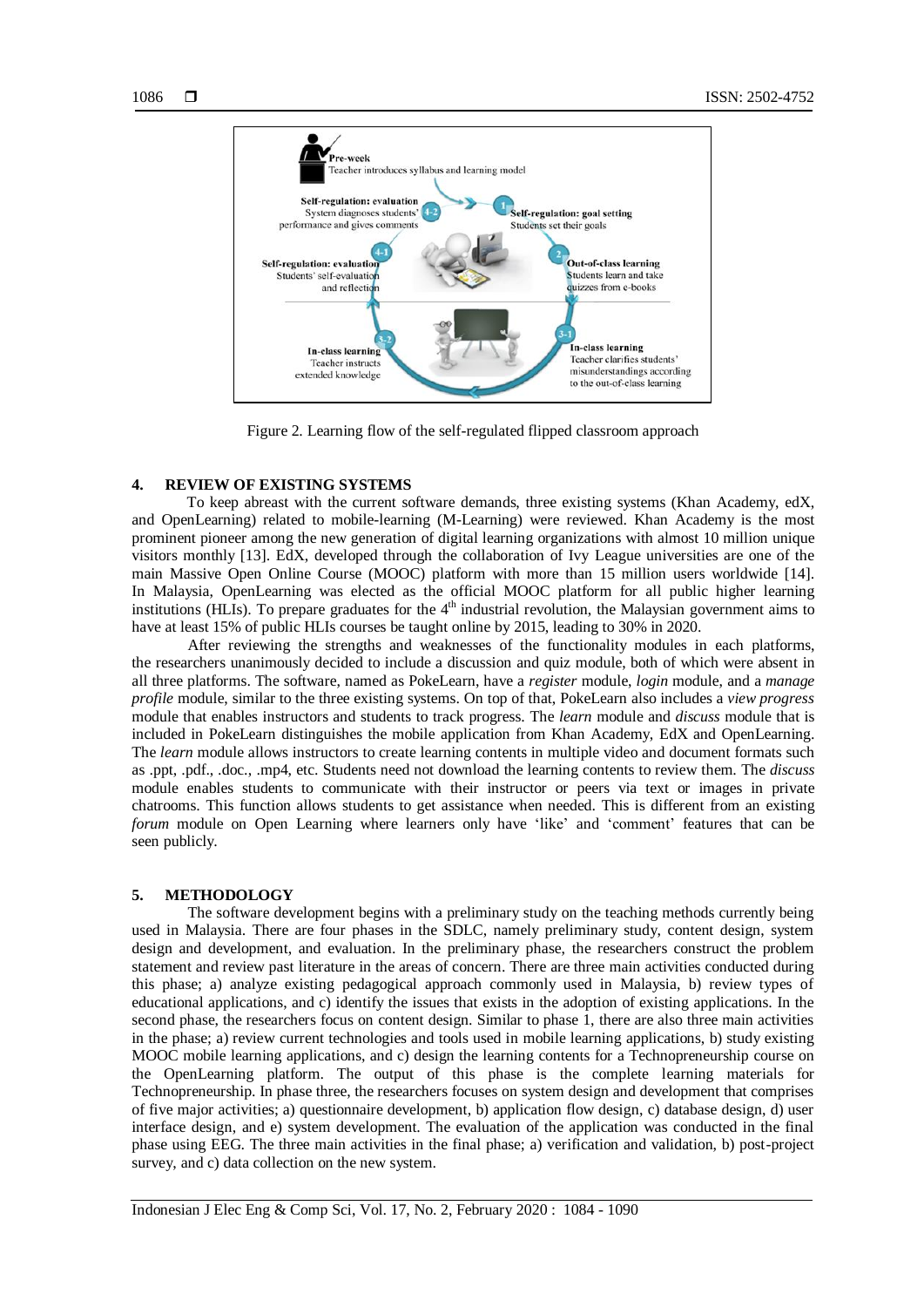Figure 2. Learning flow of the self-regulated flipped classroom approach

## 4. REVIEW OF EXISTING SYSTEMS

To keep abreast with the current software demands, three existing systems (Khan Academy, edX, and OpenLearning) related to mobile-learning (M-Learning) were reviewed. Khan Academy is the most prominent pioneer among the new generation of digital learning organizations with almost 10 million unique visitors monthly [13]. EdX, developed through the collaboration of Ivy League universities are one of the main Massive Open Online Course (MOOC) platform with more than 15 million users worldwide [14]. In Malaysia, OpenLearning was elected as the official MOOC platform for all public higher learning institutions (HLIs). To prepare graduates for the 4th industrial revolution, the Malaysian government aims to have at least 15% of public HLIs courses be taught online by 2015, leading to 30% in 2020.

After reviewing the strengths and weaknesses of the functionality modules in each platforms, the researchers unanimously decided to include a discussion and quiz module, both of which were absent in all three platforms. The software, named as PokeLearn, have a *register* module, *login* module, and a *manage profile* module, similar to the three existing systems. On top of that, PokeLearn also includes a *view progress* module that enables instructors and students to track progress. The *learn* module and *discuss* module that is included in PokeLearn distinguishes the mobile application from Khan Academy, EdX and OpenLearning. The *learn* module allows instructors to create learning contents in multiple video and document formats such as .ppt, .pdf., .doc., .mp4, etc. Students need not download the learning contents to review them. The *discuss* module enables students to communicate with their instructor or peers via text or images in private chatrooms. This function allows students to get assistance when needed. This is different from an existing *forum* module on Open Learning where learners only have 'like' and 'comment' features that can be seen publicly.

## 5. METHODOLOGY

The software development begins with a preliminary study on the teaching methods currently being used in Malaysia. There are four phases in the SDLC, namely preliminary study, content design, system design and development, and evaluation. In the preliminary phase, the researchers construct the problem statement and review past literature in the areas of concern. There are three main activities conducted during this phase; a) analyze existing pedagogical approach commonly used in Malaysia, b) review types of educational applications, and c) identify the issues that exists in the adoption of existing applications. In the second phase, the researchers focus on content design. Similar to phase 1, there are also three main activities in the phase; a) review current technologies and tools used in mobile learning applications, b) study existing MOOC mobile learning applications, and c) design the learning contents for a Technopreneurship course on the OpenLearning platform. The output of this phase is the complete learning materials for Technopreneurship. In phase three, the researchers focuses on system design and development that comprises of five major activities; a) questionnaire development, b) application flow design, c) database design, d) user interface design, and e) system development. The evaluation of the application was conducted in the final phase using EEG. The three main activities in the final phase; a) verification and validation, b) post-project survey, and c) data collection on the new system.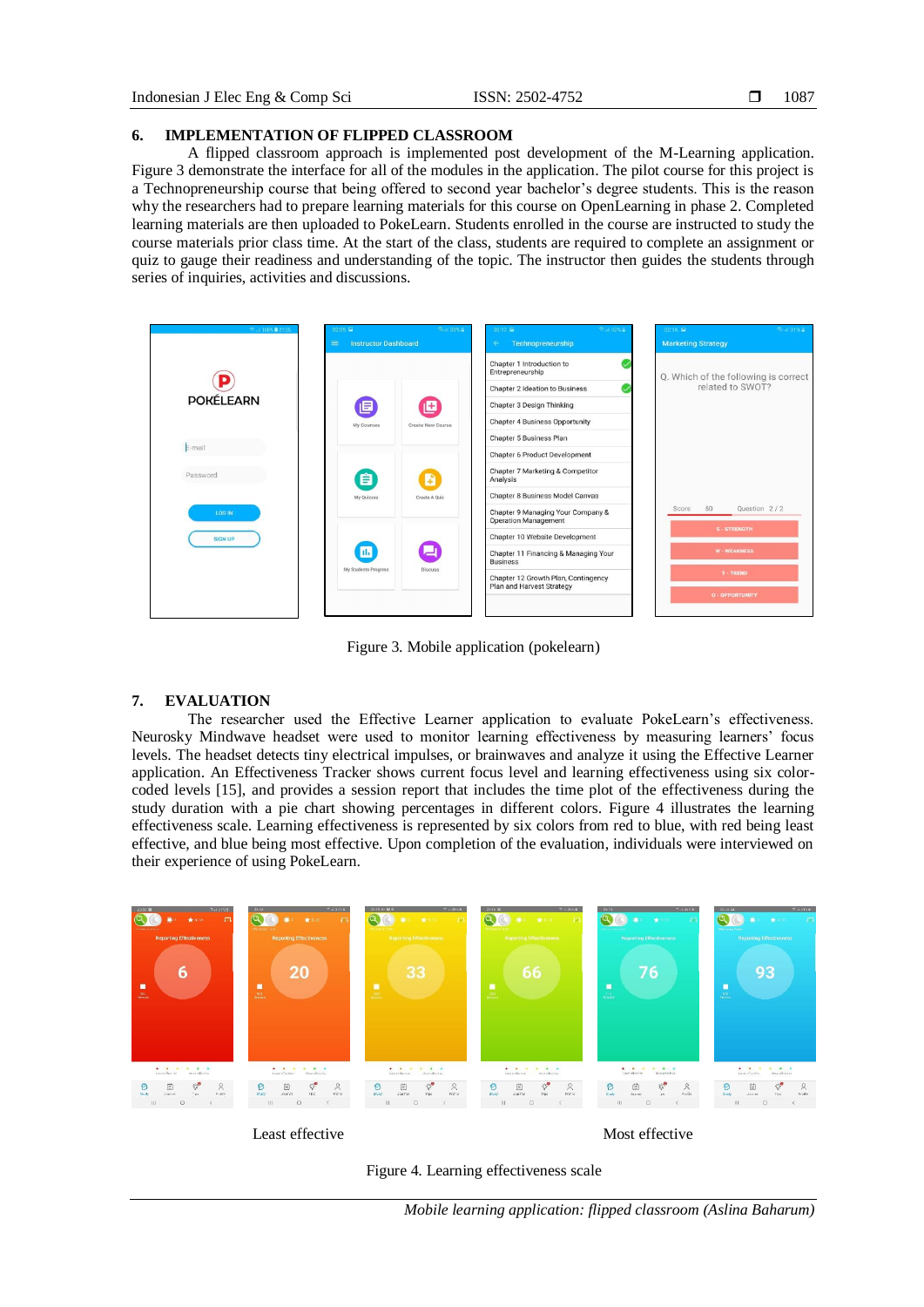## 6. IMPLEMENTATION OF FLIPPED CLASSROOM

A flipped classroom approach is implemented post development of the M-Learning application. Figure 3 demonstrate the interface for all of the modules in the application. The pilot course for this project is a Technopreneurship course that being offered to second year bachelor's degree students. This is the reason why the researchers had to prepare learning materials for this course on OpenLearning in phase 2. Completed learning materials are then uploaded to PokeLearn. Students enrolled in the course are instructed to study the course materials prior class time. At the start of the class, students are required to complete an assignment or quiz to gauge their readiness and understanding of the topic. The instructor then guides the students through series of inquiries, activities and discussions.

Figure 3. Mobile application (pokelearn)

## 7. EVALUATION

The researcher used the Effective Learner application to evaluate PokeLearn's effectiveness. Neurosky Mindwave headset were used to monitor learning effectiveness by measuring learners' focus levels. The headset detects tiny electrical impulses, or brainwaves and analyze it using the Effective Learner application. An Effectiveness Tracker shows current focus level and learning effectiveness using six color-coded levels [15], and provides a session report that includes the time plot of the effectiveness during the study duration with a pie chart showing percentages in different colors. Figure 4 illustrates the learning effectiveness scale. Learning effectiveness is represented by six colors from red to blue, with red being least effective, and blue being most effective. Upon completion of the evaluation, individuals were interviewed on their experience of using PokeLearn.

Least effective — Most effective

Figure 4. Learning effectiveness scale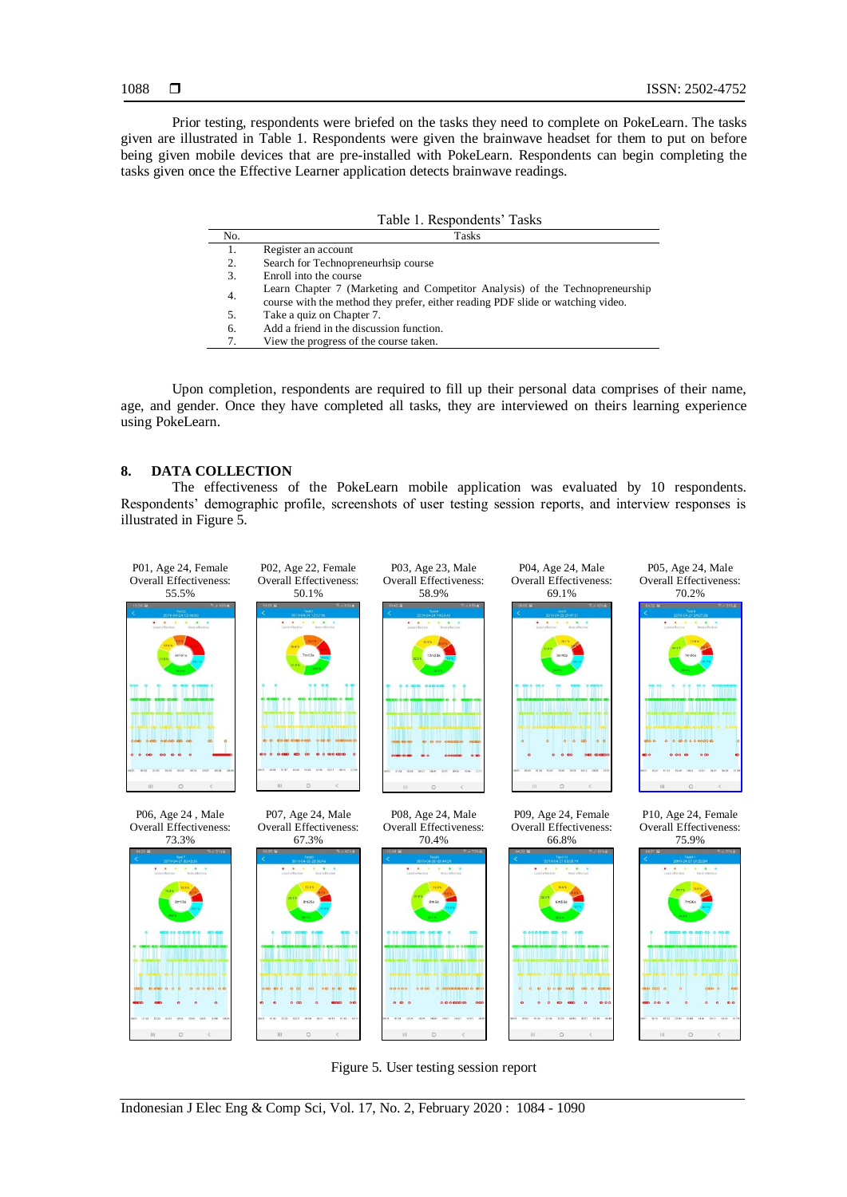Prior testing, respondents were briefed on the tasks they need to complete on PokeLearn. The tasks given are illustrated in Table 1. Respondents were given the brainwave headset for them to put on before being given mobile devices that are pre-installed with PokeLearn. Respondents can begin completing the tasks given once the Effective Learner application detects brainwave readings.

Table 1. Respondents' Tasks

| No. | Tasks |
|---|---|
| 1. | Register an account |
| 2. | Search for Technopreneurhsip course |
| 3. | Enroll into the course |
| 4. | Learn Chapter 7 (Marketing and Competitor Analysis) of the Technopreneurship course with the method they prefer, either reading PDF slide or watching video. |
| 5. | Take a quiz on Chapter 7. |
| 6. | Add a friend in the discussion function. |
| 7. | View the progress of the course taken. |

Upon completion, respondents are required to fill up their personal data comprises of their name, age, and gender. Once they have completed all tasks, they are interviewed on theirs learning experience using PokeLearn.

## 8. DATA COLLECTION

The effectiveness of the PokeLearn mobile application was evaluated by 10 respondents. Respondents' demographic profile, screenshots of user testing session reports, and interview responses is illustrated in Figure 5.

P01, Age 24, Female
Overall Effectiveness: 55.5%

P02, Age 22, Female
Overall Effectiveness: 50.1%

P03, Age 23, Male
Overall Effectiveness: 58.9%

P04, Age 24, Male
Overall Effectiveness: 69.1%

P05, Age 24, Male
Overall Effectiveness: 70.2%

P06, Age 24 , Male
Overall Effectiveness: 73.3%

P07, Age 24, Male
Overall Effectiveness: 67.3%

P08, Age 24, Male
Overall Effectiveness: 70.4%

P09, Age 24, Female
Overall Effectiveness: 66.8%

P10, Age 24, Female
Overall Effectiveness: 75.9%

Figure 5. User testing session report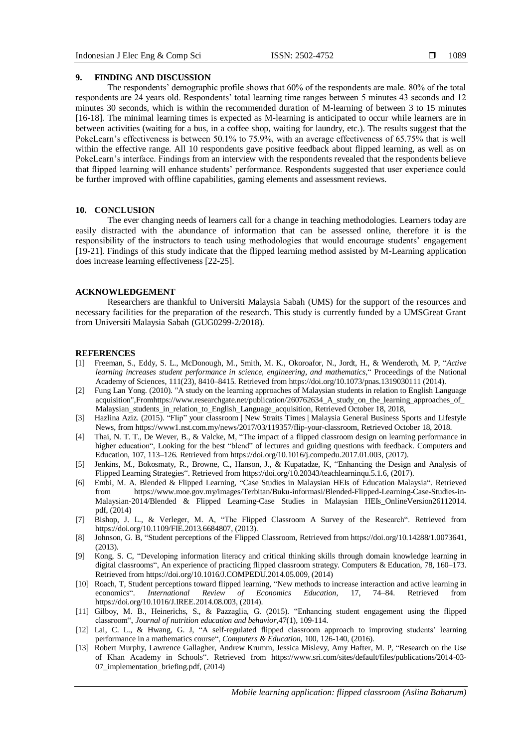## 9. FINDING AND DISCUSSION

The respondents' demographic profile shows that 60% of the respondents are male. 80% of the total respondents are 24 years old. Respondents' total learning time ranges between 5 minutes 43 seconds and 12 minutes 30 seconds, which is within the recommended duration of M-learning of between 3 to 15 minutes [16-18]. The minimal learning times is expected as M-learning is anticipated to occur while learners are in between activities (waiting for a bus, in a coffee shop, waiting for laundry, etc.). The results suggest that the PokeLearn's effectiveness is between 50.1% to 75.9%, with an average effectiveness of 65.75% that is well within the effective range. All 10 respondents gave positive feedback about flipped learning, as well as on PokeLearn's interface. Findings from an interview with the respondents revealed that the respondents believe that flipped learning will enhance students' performance. Respondents suggested that user experience could be further improved with offline capabilities, gaming elements and assessment reviews.

## 10. CONCLUSION

The ever changing needs of learners call for a change in teaching methodologies. Learners today are easily distracted with the abundance of information that can be assessed online, therefore it is the responsibility of the instructors to teach using methodologies that would encourage students' engagement [19-21]. Findings of this study indicate that the flipped learning method assisted by M-Learning application does increase learning effectiveness [22-25].

## ACKNOWLEDGEMENT

Researchers are thankful to Universiti Malaysia Sabah (UMS) for the support of the resources and necessary facilities for the preparation of the research. This study is currently funded by a UMSGreat Grant from Universiti Malaysia Sabah (GUG0299-2/2018).

## REFERENCES

[1] Freeman, S., Eddy, S. L., McDonough, M., Smith, M. K., Okoroafor, N., Jordt, H., & Wenderoth, M. P, "*Active learning increases student performance in science, engineering, and mathematics*," Proceedings of the National Academy of Sciences, 111(23), 8410–8415. Retrieved from https://doi.org/10.1073/pnas.1319030111 (2014).

[2] Fung Lan Yong. (2010). "A study on the learning approaches of Malaysian students in relation to English Language acquisition",Fromhttps://www.researchgate.net/publication/260762634_A_study_on_the_learning_approaches_of_Malaysian_students_in_relation_to_English_Language_acquisition, Retrieved October 18, 2018,

[3] Hazlina Aziz. (2015). "Flip" your classroom | New Straits Times | Malaysia General Business Sports and Lifestyle News, from https://www1.nst.com.my/news/2017/03/119357/flip-your-classroom, Retrieved October 18, 2018.

[4] Thai, N. T. T., De Wever, B., & Valcke, M, "The impact of a flipped classroom design on learning performance in higher education", Looking for the best "blend" of lectures and guiding questions with feedback. Computers and Education, 107, 113–126. Retrieved from https://doi.org/10.1016/j.compedu.2017.01.003, (2017).

[5] Jenkins, M., Bokosmaty, R., Browne, C., Hanson, J., & Kupatadze, K, "Enhancing the Design and Analysis of Flipped Learning Strategies". Retrieved from https://doi.org/10.20343/teachlearninqu.5.1.6, (2017).

[6] Embi, M. A. Blended & Flipped Learning, "Case Studies in Malaysian HEIs of Education Malaysia". Retrieved from https://www.moe.gov.my/images/Terbitan/Buku-informasi/Blended-Flipped-Learning-Case-Studies-in-Malaysian-2014/Blended & Flipped Learning-Case Studies in Malaysian HEIs_OnlineVersion26112014.pdf, (2014)

[7] Bishop, J. L., & Verleger, M. A, "The Flipped Classroom A Survey of the Research". Retrieved from https://doi.org/10.1109/FIE.2013.6684807, (2013).

[8] Johnson, G. B, "Student perceptions of the Flipped Classroom, Retrieved from https://doi.org/10.14288/1.0073641, (2013).

[9] Kong, S. C, "Developing information literacy and critical thinking skills through domain knowledge learning in digital classrooms", An experience of practicing flipped classroom strategy. Computers & Education, 78, 160–173. Retrieved from https://doi.org/10.1016/J.COMPEDU.2014.05.009, (2014)

[10] Roach, T, Student perceptions toward flipped learning, "New methods to increase interaction and active learning in economics". *International Review of Economics Education*, 17, 74–84. Retrieved from https://doi.org/10.1016/J.IREE.2014.08.003, (2014).

[11] Gilboy, M. B., Heinerichs, S., & Pazzaglia, G. (2015). "Enhancing student engagement using the flipped classroom", *Journal of nutrition education and behavior*,47(1), 109-114.

[12] Lai, C. L., & Hwang, G. J, "A self-regulated flipped classroom approach to improving students' learning performance in a mathematics course", *Computers & Education*, 100, 126-140, (2016).

[13] Robert Murphy, Lawrence Gallagher, Andrew Krumm, Jessica Mislevy, Amy Hafter, M. P, "Research on the Use of Khan Academy in Schools". Retrieved from https://www.sri.com/sites/default/files/publications/2014-03-07_implementation_briefing.pdf, (2014)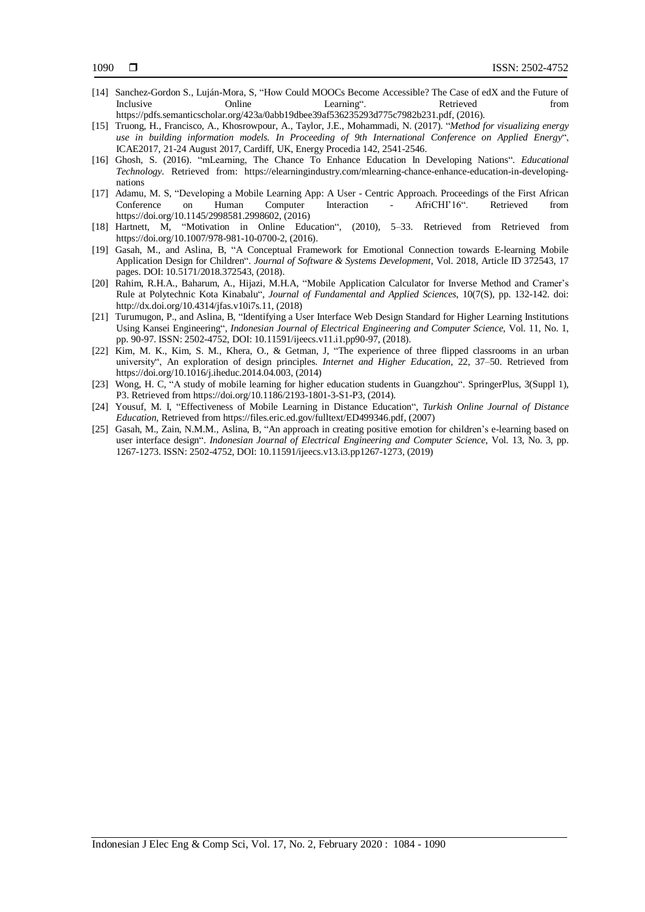[14] Sanchez-Gordon S., Luján-Mora, S, "How Could MOOCs Become Accessible? The Case of edX and the Future of Inclusive Online Learning". Retrieved from https://pdfs.semanticscholar.org/423a/0abb19dbee39af536235293d775c7982b231.pdf, (2016).

[15] Truong, H., Francisco, A., Khosrowpour, A., Taylor, J.E., Mohammadi, N. (2017). "*Method for visualizing energy use in building information models. In Proceeding of 9th International Conference on Applied Energy*", ICAE2017, 21-24 August 2017, Cardiff, UK, Energy Procedia 142, 2541-2546.

[16] Ghosh, S. (2016). "mLearning, The Chance To Enhance Education In Developing Nations". *Educational Technology*. Retrieved from: https://elearningindustry.com/mlearning-chance-enhance-education-in-developing-nations

[17] Adamu, M. S, "Developing a Mobile Learning App: A User - Centric Approach. Proceedings of the First African Conference on Human Computer Interaction - AfriCHI'16". Retrieved from https://doi.org/10.1145/2998581.2998602, (2016)

[18] Hartnett, M, "Motivation in Online Education", (2010), 5–33. Retrieved from Retrieved from https://doi.org/10.1007/978-981-10-0700-2, (2016).

[19] Gasah, M., and Aslina, B, "A Conceptual Framework for Emotional Connection towards E-learning Mobile Application Design for Children". *Journal of Software & Systems Development*, Vol. 2018, Article ID 372543, 17 pages. DOI: 10.5171/2018.372543, (2018).

[20] Rahim, R.H.A., Baharum, A., Hijazi, M.H.A, "Mobile Application Calculator for Inverse Method and Cramer's Rule at Polytechnic Kota Kinabalu", *Journal of Fundamental and Applied Sciences*, 10(7(S), pp. 132-142. doi: http://dx.doi.org/10.4314/jfas.v10i7s.11, (2018)

[21] Turumugon, P., and Aslina, B, "Identifying a User Interface Web Design Standard for Higher Learning Institutions Using Kansei Engineering", *Indonesian Journal of Electrical Engineering and Computer Science*, Vol. 11, No. 1, pp. 90-97. ISSN: 2502-4752, DOI: 10.11591/ijeecs.v11.i1.pp90-97, (2018).

[22] Kim, M. K., Kim, S. M., Khera, O., & Getman, J, "The experience of three flipped classrooms in an urban university", An exploration of design principles. *Internet and Higher Education*, 22, 37–50. Retrieved from https://doi.org/10.1016/j.iheduc.2014.04.003, (2014)

[23] Wong, H. C, "A study of mobile learning for higher education students in Guangzhou". SpringerPlus, 3(Suppl 1), P3. Retrieved from https://doi.org/10.1186/2193-1801-3-S1-P3, (2014).

[24] Yousuf, M. I, "Effectiveness of Mobile Learning in Distance Education", *Turkish Online Journal of Distance Education*, Retrieved from https://files.eric.ed.gov/fulltext/ED499346.pdf, (2007)

[25] Gasah, M., Zain, N.M.M., Aslina, B, "An approach in creating positive emotion for children's e-learning based on user interface design". *Indonesian Journal of Electrical Engineering and Computer Science*, Vol. 13, No. 3, pp. 1267-1273. ISSN: 2502-4752, DOI: 10.11591/ijeecs.v13.i3.pp1267-1273, (2019)